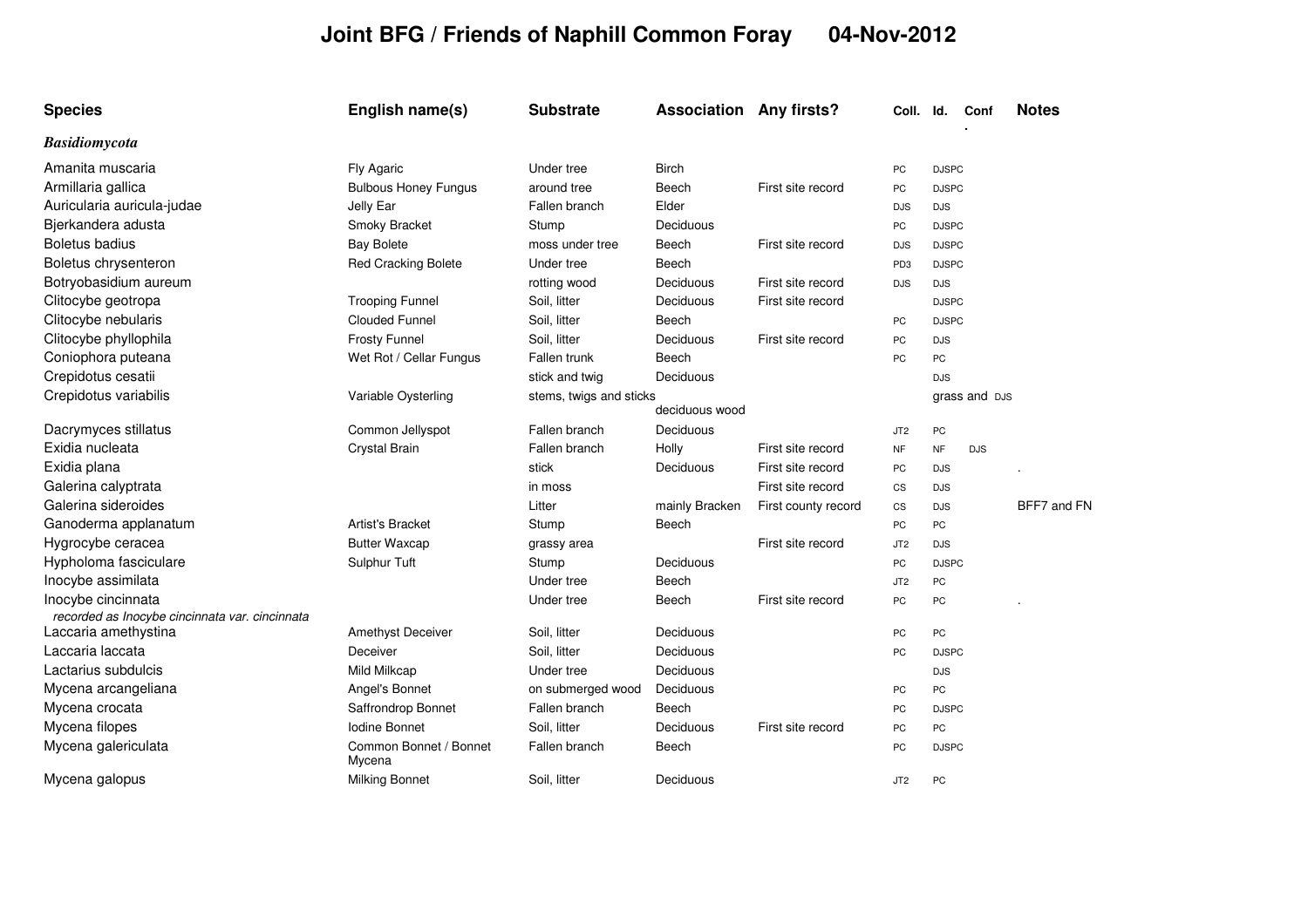# Joint BFG / Friends of Naphill Common Foray 04-Nov-2012

| Species | English name(s) | Substrate | Association | Any firsts? | Coll. | Id. | Conf. | Notes |
|---|---|---|---|---|---|---|---|---|
| ***Basidiomycota*** | | | | | | | | |
| Amanita muscaria | Fly Agaric | Under tree | Birch | | PC | DJSPC | | |
| Armillaria gallica | Bulbous Honey Fungus | around tree | Beech | First site record | PC | DJSPC | | |
| Auricularia auricula-judae | Jelly Ear | Fallen branch | Elder | | DJS | DJS | | |
| Bjerkandera adusta | Smoky Bracket | Stump | Deciduous | | PC | DJSPC | | |
| Boletus badius | Bay Bolete | moss under tree | Beech | First site record | DJS | DJSPC | | |
| Boletus chrysenteron | Red Cracking Bolete | Under tree | Beech | | PD3 | DJSPC | | |
| Botryobasidium aureum | | rotting wood | Deciduous | First site record | DJS | DJS | | |
| Clitocybe geotropa | Trooping Funnel | Soil, litter | Deciduous | First site record | | DJSPC | | |
| Clitocybe nebularis | Clouded Funnel | Soil, litter | Beech | | PC | DJSPC | | |
| Clitocybe phyllophila | Frosty Funnel | Soil, litter | Deciduous | First site record | PC | DJS | | |
| Coniophora puteana | Wet Rot / Cellar Fungus | Fallen trunk | Beech | | PC | PC | | |
| Crepidotus cesatii | | stick and twig | Deciduous | | | DJS | | |
| Crepidotus variabilis | Variable Oysterling | stems, twigs and sticks | grass and deciduous wood | | | DJS | | |
| Dacrymyces stillatus | Common Jellyspot | Fallen branch | Deciduous | | JT2 | PC | | |
| Exidia nucleata | Crystal Brain | Fallen branch | Holly | First site record | NF | NF | DJS | |
| Exidia plana | | stick | Deciduous | First site record | PC | DJS | | . |
| Galerina calyptrata | | in moss | | First site record | CS | DJS | | |
| Galerina sideroides | | Litter | mainly Bracken | First county record | CS | DJS | | BFF7 and FN |
| Ganoderma applanatum | Artist's Bracket | Stump | Beech | | PC | PC | | |
| Hygrocybe ceracea | Butter Waxcap | grassy area | | First site record | JT2 | DJS | | |
| Hypholoma fasciculare | Sulphur Tuft | Stump | Deciduous | | PC | DJSPC | | |
| Inocybe assimilata | | Under tree | Beech | | JT2 | PC | | |
| Inocybe cincinnata *recorded as Inocybe cincinnata var. cincinnata* | | Under tree | Beech | First site record | PC | PC | | . |
| Laccaria amethystina | Amethyst Deceiver | Soil, litter | Deciduous | | PC | PC | | |
| Laccaria laccata | Deceiver | Soil, litter | Deciduous | | PC | DJSPC | | |
| Lactarius subdulcis | Mild Milkcap | Under tree | Deciduous | | | DJS | | |
| Mycena arcangeliana | Angel's Bonnet | on submerged wood | Deciduous | | PC | PC | | |
| Mycena crocata | Saffrondrop Bonnet | Fallen branch | Beech | | PC | DJSPC | | |
| Mycena filopes | Iodine Bonnet | Soil, litter | Deciduous | First site record | PC | PC | | |
| Mycena galericulata | Common Bonnet / Bonnet Mycena | Fallen branch | Beech | | PC | DJSPC | | |
| Mycena galopus | Milking Bonnet | Soil, litter | Deciduous | | JT2 | PC | | |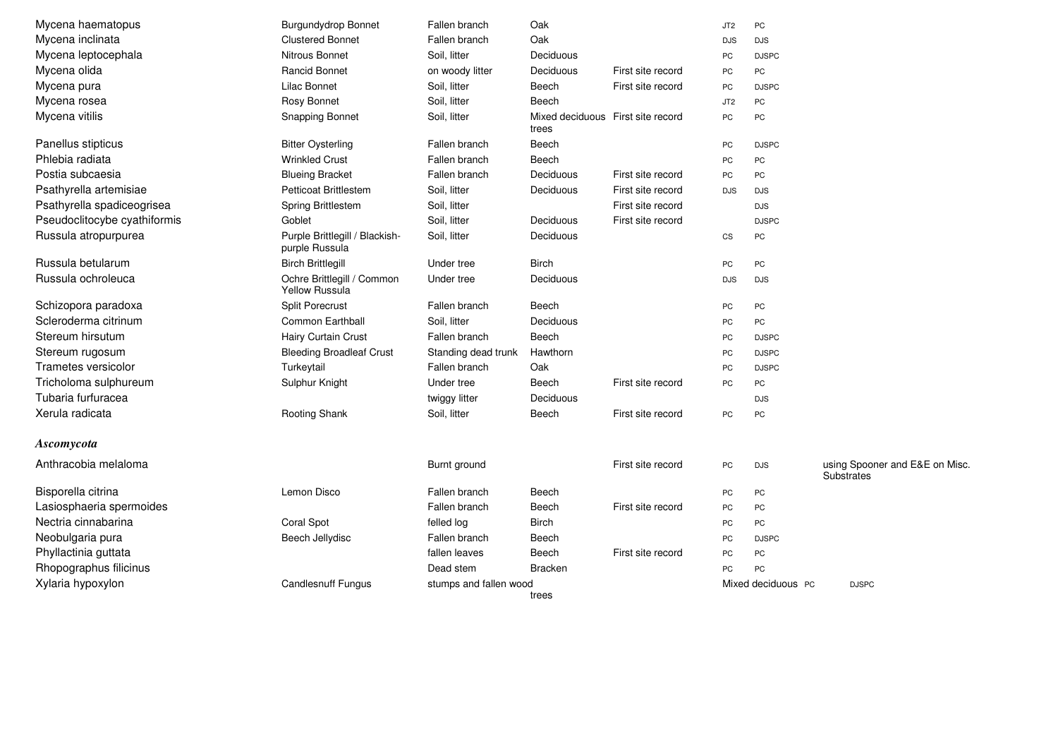| | | | | | | | |
|---|---|---|---|---|---|---|---|
| Mycena haematopus | Burgundydrop Bonnet | Fallen branch | Oak | | JT2 | PC | |
| Mycena inclinata | Clustered Bonnet | Fallen branch | Oak | | DJS | DJS | |
| Mycena leptocephala | Nitrous Bonnet | Soil, litter | Deciduous | | PC | DJSPC | |
| Mycena olida | Rancid Bonnet | on woody litter | Deciduous | First site record | PC | PC | |
| Mycena pura | Lilac Bonnet | Soil, litter | Beech | First site record | PC | DJSPC | |
| Mycena rosea | Rosy Bonnet | Soil, litter | Beech | | JT2 | PC | |
| Mycena vitilis | Snapping Bonnet | Soil, litter | Mixed deciduous trees | First site record | PC | PC | |
| Panellus stipticus | Bitter Oysterling | Fallen branch | Beech | | PC | DJSPC | |
| Phlebia radiata | Wrinkled Crust | Fallen branch | Beech | | PC | PC | |
| Postia subcaesia | Blueing Bracket | Fallen branch | Deciduous | First site record | PC | PC | |
| Psathyrella artemisiae | Petticoat Brittlestem | Soil, litter | Deciduous | First site record | DJS | DJS | |
| Psathyrella spadiceogrisea | Spring Brittlestem | Soil, litter | | First site record | | DJS | |
| Pseudoclitocybe cyathiformis | Goblet | Soil, litter | Deciduous | First site record | | DJSPC | |
| Russula atropurpurea | Purple Brittlegill / Blackish-purple Russula | Soil, litter | Deciduous | | CS | PC | |
| Russula betularum | Birch Brittlegill | Under tree | Birch | | PC | PC | |
| Russula ochroleuca | Ochre Brittlegill / Common Yellow Russula | Under tree | Deciduous | | DJS | DJS | |
| Schizopora paradoxa | Split Porecrust | Fallen branch | Beech | | PC | PC | |
| Scleroderma citrinum | Common Earthball | Soil, litter | Deciduous | | PC | PC | |
| Stereum hirsutum | Hairy Curtain Crust | Fallen branch | Beech | | PC | DJSPC | |
| Stereum rugosum | Bleeding Broadleaf Crust | Standing dead trunk | Hawthorn | | PC | DJSPC | |
| Trametes versicolor | Turkeytail | Fallen branch | Oak | | PC | DJSPC | |
| Tricholoma sulphureum | Sulphur Knight | Under tree | Beech | First site record | PC | PC | |
| Tubaria furfuracea | | twiggy litter | Deciduous | | | DJS | |
| Xerula radicata | Rooting Shank | Soil, litter | Beech | First site record | PC | PC | |
| ***Ascomycota*** | | | | | | | |
| Anthracobia melaloma | | Burnt ground | | First site record | PC | DJS | using Spooner and E&E on Misc. Substrates |
| Bisporella citrina | Lemon Disco | Fallen branch | Beech | | PC | PC | |
| Lasiosphaeria spermoides | | Fallen branch | Beech | First site record | PC | PC | |
| Nectria cinnabarina | Coral Spot | felled log | Birch | | PC | PC | |
| Neobulgaria pura | Beech Jellydisc | Fallen branch | Beech | | PC | DJSPC | |
| Phyllactinia guttata | | fallen leaves | Beech | First site record | PC | PC | |
| Rhopographus filicinus | | Dead stem | Bracken | | PC | PC | |
| Xylaria hypoxylon | Candlesnuff Fungus | stumps and fallen wood | trees | | Mixed deciduous PC | | DJSPC |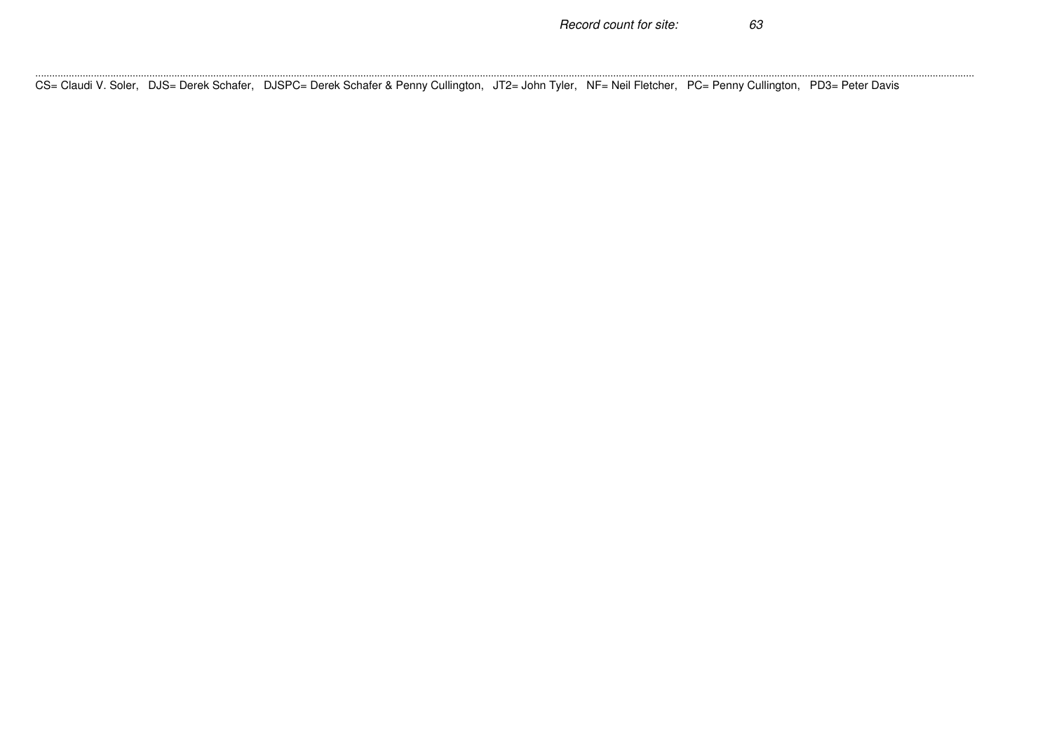*Record count for site:* *63*

CS= Claudi V. Soler, DJS= Derek Schafer, DJSPC= Derek Schafer & Penny Cullington, JT2= John Tyler, NF= Neil Fletcher, PC= Penny Cullington, PD3= Peter Davis